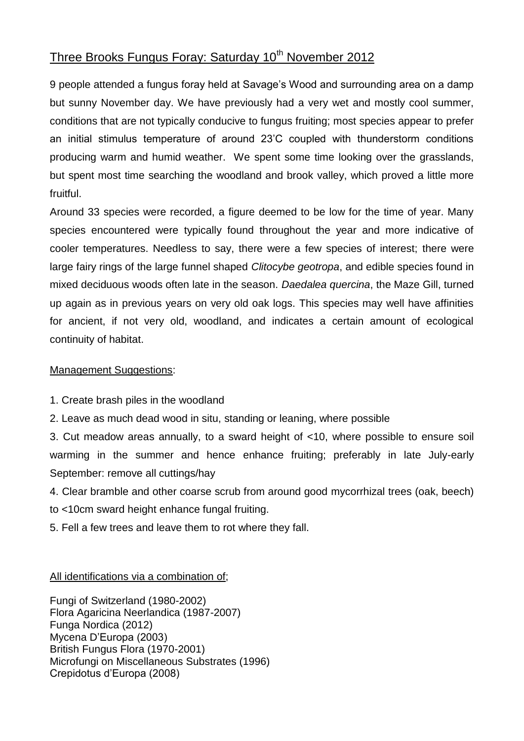# Three Brooks Fungus Foray: Saturday 10th November 2012

9 people attended a fungus foray held at Savage's Wood and surrounding area on a damp but sunny November day. We have previously had a very wet and mostly cool summer, conditions that are not typically conducive to fungus fruiting; most species appear to prefer an initial stimulus temperature of around 23'C coupled with thunderstorm conditions producing warm and humid weather. We spent some time looking over the grasslands, but spent most time searching the woodland and brook valley, which proved a little more fruitful.

Around 33 species were recorded, a figure deemed to be low for the time of year. Many species encountered were typically found throughout the year and more indicative of cooler temperatures. Needless to say, there were a few species of interest; there were large fairy rings of the large funnel shaped *Clitocybe geotropa*, and edible species found in mixed deciduous woods often late in the season. *Daedalea quercina*, the Maze Gill, turned up again as in previous years on very old oak logs. This species may well have affinities for ancient, if not very old, woodland, and indicates a certain amount of ecological continuity of habitat.

Management Suggestions:

1. Create brash piles in the woodland
2. Leave as much dead wood in situ, standing or leaning, where possible
3. Cut meadow areas annually, to a sward height of <10, where possible to ensure soil warming in the summer and hence enhance fruiting; preferably in late July-early September: remove all cuttings/hay
4. Clear bramble and other coarse scrub from around good mycorrhizal trees (oak, beech) to <10cm sward height enhance fungal fruiting.
5. Fell a few trees and leave them to rot where they fall.

All identifications via a combination of;

Fungi of Switzerland (1980-2002)
Flora Agaricina Neerlandica (1987-2007)
Funga Nordica (2012)
Mycena D'Europa (2003)
British Fungus Flora (1970-2001)
Microfungi on Miscellaneous Substrates (1996)
Crepidotus d'Europa (2008)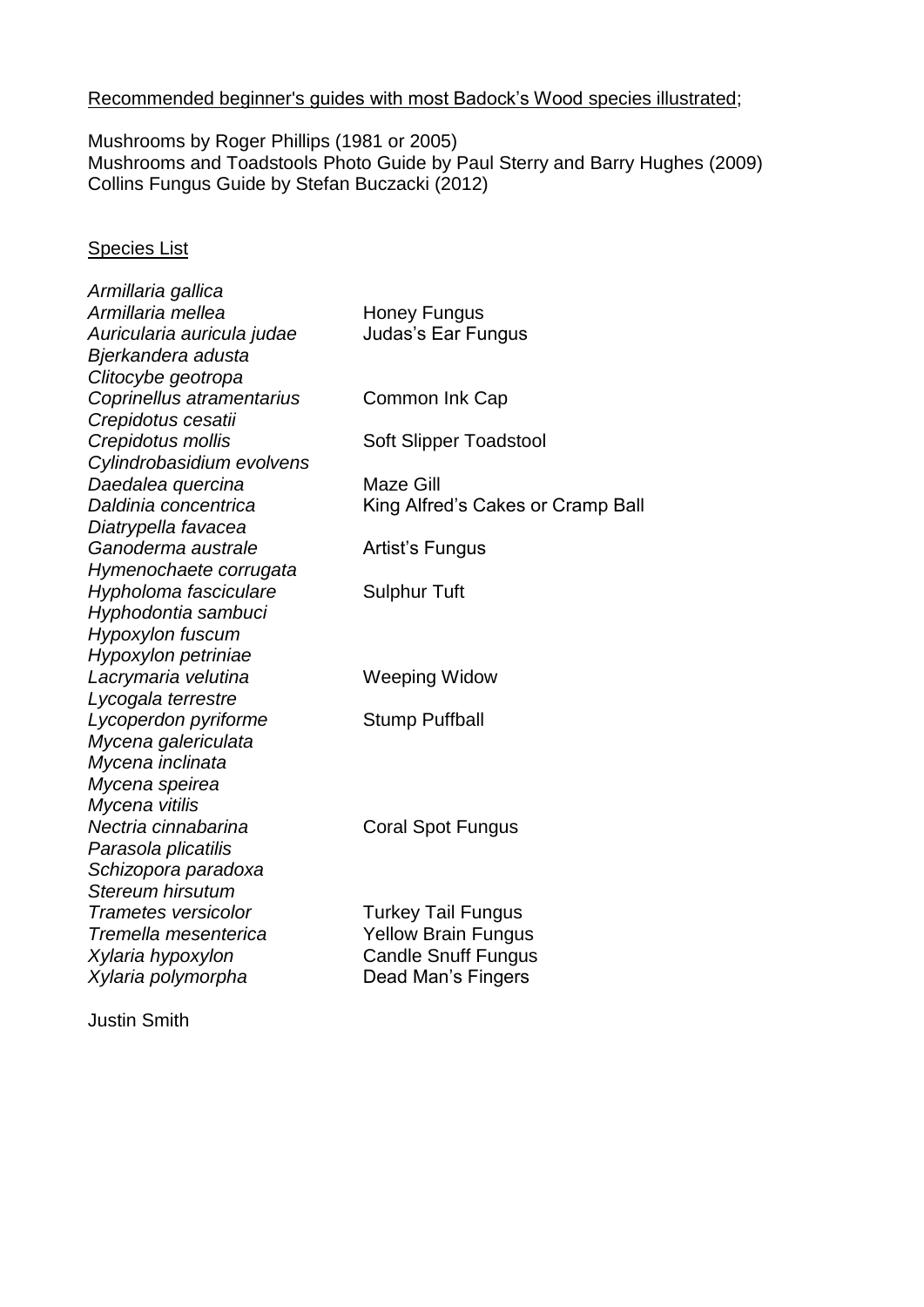Recommended beginner's guides with most Badock's Wood species illustrated;

Mushrooms by Roger Phillips (1981 or 2005)
Mushrooms and Toadstools Photo Guide by Paul Sterry and Barry Hughes (2009)
Collins Fungus Guide by Stefan Buczacki (2012)

Species List

| | |
|---|---|
| *Armillaria gallica* | |
| *Armillaria mellea* | Honey Fungus |
| *Auricularia auricula judae* | Judas's Ear Fungus |
| *Bjerkandera adusta* | |
| *Clitocybe geotropa* | |
| *Coprinellus atramentarius* | Common Ink Cap |
| *Crepidotus cesatii* | |
| *Crepidotus mollis* | Soft Slipper Toadstool |
| *Cylindrobasidium evolvens* | |
| *Daedalea quercina* | Maze Gill |
| *Daldinia concentrica* | King Alfred's Cakes or Cramp Ball |
| *Diatrypella favacea* | |
| *Ganoderma australe* | Artist's Fungus |
| *Hymenochaete corrugata* | |
| *Hypholoma fasciculare* | Sulphur Tuft |
| *Hyphodontia sambuci* | |
| *Hypoxylon fuscum* | |
| *Hypoxylon petriniae* | |
| *Lacrymaria velutina* | Weeping Widow |
| *Lycogala terrestre* | |
| *Lycoperdon pyriforme* | Stump Puffball |
| *Mycena galericulata* | |
| *Mycena inclinata* | |
| *Mycena speirea* | |
| *Mycena vitilis* | |
| *Nectria cinnabarina* | Coral Spot Fungus |
| *Parasola plicatilis* | |
| *Schizopora paradoxa* | |
| *Stereum hirsutum* | |
| *Trametes versicolor* | Turkey Tail Fungus |
| *Tremella mesenterica* | Yellow Brain Fungus |
| *Xylaria hypoxylon* | Candle Snuff Fungus |
| *Xylaria polymorpha* | Dead Man's Fingers |

Justin Smith